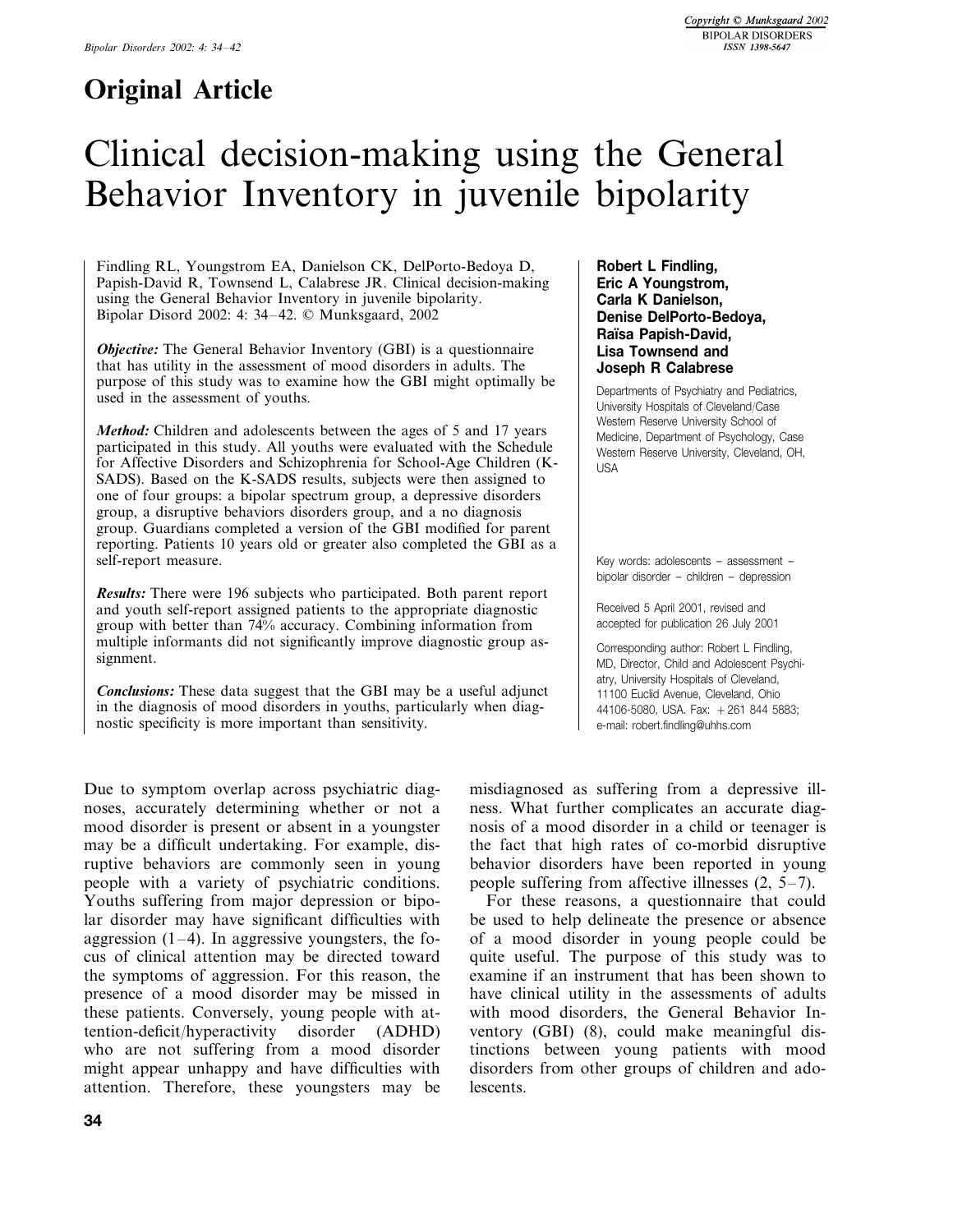## Original Article

# Clinical decision-making using the General Behavior Inventory in juvenile bipolarity

Findling RL, Youngstrom EA, Danielson CK, DelPorto-Bedoya D, Papish-David R, Townsend L, Calabrese JR. Clinical decision-making using the General Behavior Inventory in juvenile bipolarity. Bipolar Disord 2002: 4: 34–42. © Munksgaard, 2002

***Objective:*** The General Behavior Inventory (GBI) is a questionnaire that has utility in the assessment of mood disorders in adults. The purpose of this study was to examine how the GBI might optimally be used in the assessment of youths.

***Method:*** Children and adolescents between the ages of 5 and 17 years participated in this study. All youths were evaluated with the Schedule for Affective Disorders and Schizophrenia for School-Age Children (K-SADS). Based on the K-SADS results, subjects were then assigned to one of four groups: a bipolar spectrum group, a depressive disorders group, a disruptive behaviors disorders group, and a no diagnosis group. Guardians completed a version of the GBI modified for parent reporting. Patients 10 years old or greater also completed the GBI as a self-report measure.

***Results:*** There were 196 subjects who participated. Both parent report and youth self-report assigned patients to the appropriate diagnostic group with better than 74% accuracy. Combining information from multiple informants did not significantly improve diagnostic group assignment.

***Conclusions:*** These data suggest that the GBI may be a useful adjunct in the diagnosis of mood disorders in youths, particularly when diagnostic specificity is more important than sensitivity.

**Robert L Findling, Eric A Youngstrom, Carla K Danielson, Denise DelPorto-Bedoya, Raïsa Papish-David, Lisa Townsend and Joseph R Calabrese**

Departments of Psychiatry and Pediatrics, University Hospitals of Cleveland/Case Western Reserve University School of Medicine, Department of Psychology, Case Western Reserve University, Cleveland, OH, USA

Key words: adolescents – assessment – bipolar disorder – children – depression

Received 5 April 2001, revised and accepted for publication 26 July 2001

Corresponding author: Robert L Findling, MD, Director, Child and Adolescent Psychiatry, University Hospitals of Cleveland, 11100 Euclid Avenue, Cleveland, Ohio 44106-5080, USA. Fax: +261 844 5883; e-mail: robert.findling@uhhs.com

Due to symptom overlap across psychiatric diagnoses, accurately determining whether or not a mood disorder is present or absent in a youngster may be a difficult undertaking. For example, disruptive behaviors are commonly seen in young people with a variety of psychiatric conditions. Youths suffering from major depression or bipolar disorder may have significant difficulties with aggression (1–4). In aggressive youngsters, the focus of clinical attention may be directed toward the symptoms of aggression. For this reason, the presence of a mood disorder may be missed in these patients. Conversely, young people with attention-deficit/hyperactivity disorder (ADHD) who are not suffering from a mood disorder might appear unhappy and have difficulties with attention. Therefore, these youngsters may be misdiagnosed as suffering from a depressive illness. What further complicates an accurate diagnosis of a mood disorder in a child or teenager is the fact that high rates of co-morbid disruptive behavior disorders have been reported in young people suffering from affective illnesses (2, 5–7).

For these reasons, a questionnaire that could be used to help delineate the presence or absence of a mood disorder in young people could be quite useful. The purpose of this study was to examine if an instrument that has been shown to have clinical utility in the assessments of adults with mood disorders, the General Behavior Inventory (GBI) (8), could make meaningful distinctions between young patients with mood disorders from other groups of children and adolescents.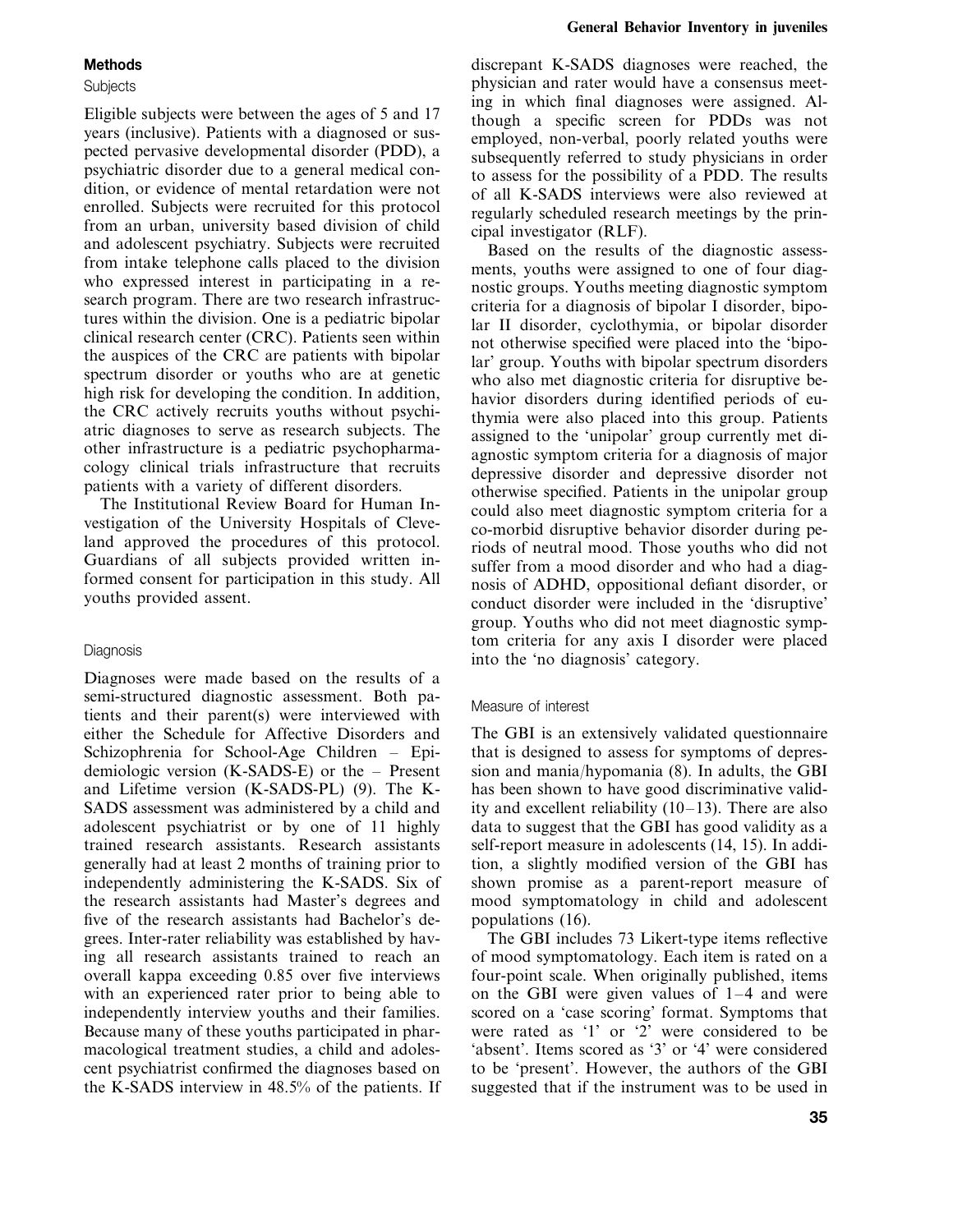## Methods

### Subjects

Eligible subjects were between the ages of 5 and 17 years (inclusive). Patients with a diagnosed or suspected pervasive developmental disorder (PDD), a psychiatric disorder due to a general medical condition, or evidence of mental retardation were not enrolled. Subjects were recruited for this protocol from an urban, university based division of child and adolescent psychiatry. Subjects were recruited from intake telephone calls placed to the division who expressed interest in participating in a research program. There are two research infrastructures within the division. One is a pediatric bipolar clinical research center (CRC). Patients seen within the auspices of the CRC are patients with bipolar spectrum disorder or youths who are at genetic high risk for developing the condition. In addition, the CRC actively recruits youths without psychiatric diagnoses to serve as research subjects. The other infrastructure is a pediatric psychopharmacology clinical trials infrastructure that recruits patients with a variety of different disorders.

The Institutional Review Board for Human Investigation of the University Hospitals of Cleveland approved the procedures of this protocol. Guardians of all subjects provided written informed consent for participation in this study. All youths provided assent.

### Diagnosis

Diagnoses were made based on the results of a semi-structured diagnostic assessment. Both patients and their parent(s) were interviewed with either the Schedule for Affective Disorders and Schizophrenia for School-Age Children – Epidemiologic version (K-SADS-E) or the – Present and Lifetime version (K-SADS-PL) (9). The K-SADS assessment was administered by a child and adolescent psychiatrist or by one of 11 highly trained research assistants. Research assistants generally had at least 2 months of training prior to independently administering the K-SADS. Six of the research assistants had Master's degrees and five of the research assistants had Bachelor's degrees. Inter-rater reliability was established by having all research assistants trained to reach an overall kappa exceeding 0.85 over five interviews with an experienced rater prior to being able to independently interview youths and their families. Because many of these youths participated in pharmacological treatment studies, a child and adolescent psychiatrist confirmed the diagnoses based on the K-SADS interview in 48.5% of the patients. If discrepant K-SADS diagnoses were reached, the physician and rater would have a consensus meeting in which final diagnoses were assigned. Although a specific screen for PDDs was not employed, non-verbal, poorly related youths were subsequently referred to study physicians in order to assess for the possibility of a PDD. The results of all K-SADS interviews were also reviewed at regularly scheduled research meetings by the principal investigator (RLF).

Based on the results of the diagnostic assessments, youths were assigned to one of four diagnostic groups. Youths meeting diagnostic symptom criteria for a diagnosis of bipolar I disorder, bipolar II disorder, cyclothymia, or bipolar disorder not otherwise specified were placed into the 'bipolar' group. Youths with bipolar spectrum disorders who also met diagnostic criteria for disruptive behavior disorders during identified periods of euthymia were also placed into this group. Patients assigned to the 'unipolar' group currently met diagnostic symptom criteria for a diagnosis of major depressive disorder and depressive disorder not otherwise specified. Patients in the unipolar group could also meet diagnostic symptom criteria for a co-morbid disruptive behavior disorder during periods of neutral mood. Those youths who did not suffer from a mood disorder and who had a diagnosis of ADHD, oppositional defiant disorder, or conduct disorder were included in the 'disruptive' group. Youths who did not meet diagnostic symptom criteria for any axis I disorder were placed into the 'no diagnosis' category.

### Measure of interest

The GBI is an extensively validated questionnaire that is designed to assess for symptoms of depression and mania/hypomania (8). In adults, the GBI has been shown to have good discriminative validity and excellent reliability (10–13). There are also data to suggest that the GBI has good validity as a self-report measure in adolescents (14, 15). In addition, a slightly modified version of the GBI has shown promise as a parent-report measure of mood symptomatology in child and adolescent populations (16).

The GBI includes 73 Likert-type items reflective of mood symptomatology. Each item is rated on a four-point scale. When originally published, items on the GBI were given values of 1–4 and were scored on a 'case scoring' format. Symptoms that were rated as '1' or '2' were considered to be 'absent'. Items scored as '3' or '4' were considered to be 'present'. However, the authors of the GBI suggested that if the instrument was to be used in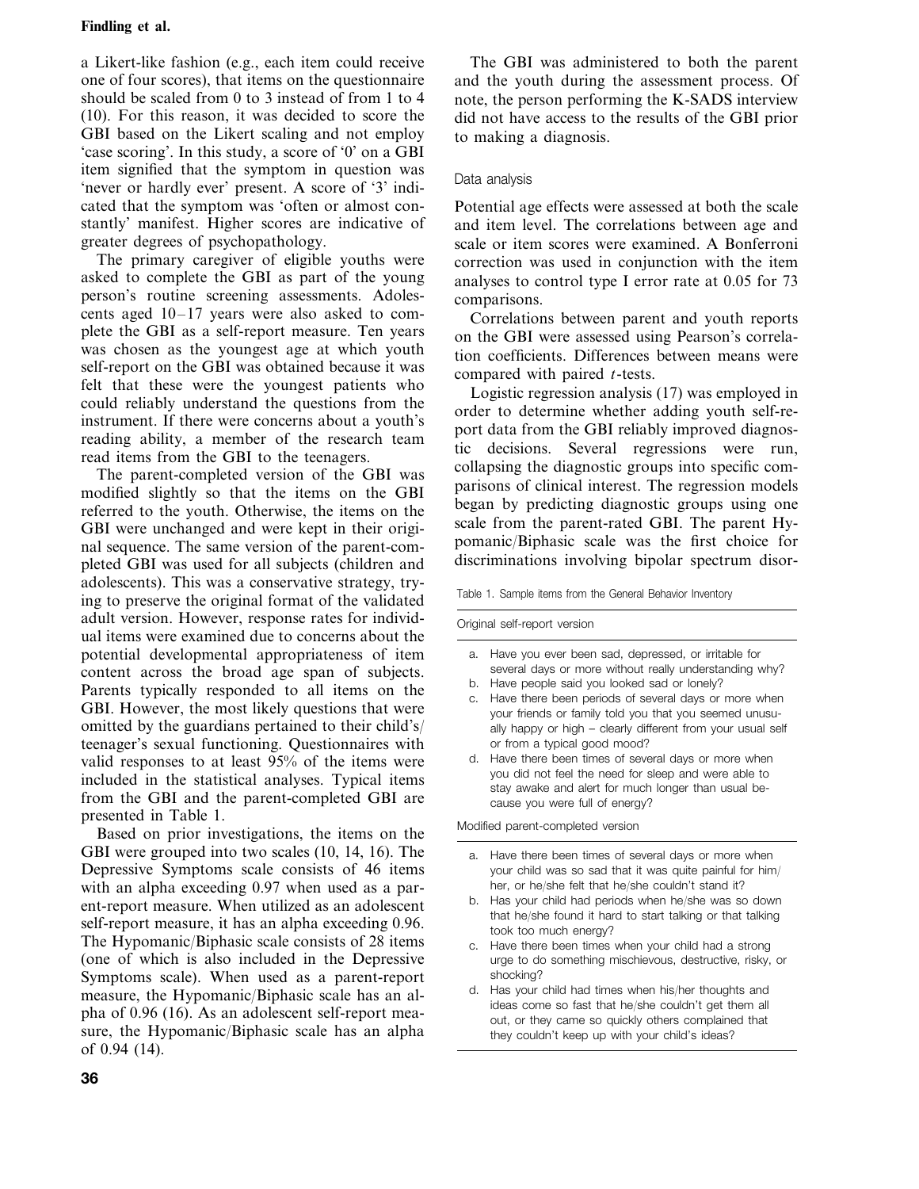a Likert-like fashion (e.g., each item could receive one of four scores), that items on the questionnaire should be scaled from 0 to 3 instead of from 1 to 4 (10). For this reason, it was decided to score the GBI based on the Likert scaling and not employ 'case scoring'. In this study, a score of '0' on a GBI item signified that the symptom in question was 'never or hardly ever' present. A score of '3' indicated that the symptom was 'often or almost constantly' manifest. Higher scores are indicative of greater degrees of psychopathology.

The primary caregiver of eligible youths were asked to complete the GBI as part of the young person's routine screening assessments. Adolescents aged 10–17 years were also asked to complete the GBI as a self-report measure. Ten years was chosen as the youngest age at which youth self-report on the GBI was obtained because it was felt that these were the youngest patients who could reliably understand the questions from the instrument. If there were concerns about a youth's reading ability, a member of the research team read items from the GBI to the teenagers.

The parent-completed version of the GBI was modified slightly so that the items on the GBI referred to the youth. Otherwise, the items on the GBI were unchanged and were kept in their original sequence. The same version of the parent-completed GBI was used for all subjects (children and adolescents). This was a conservative strategy, trying to preserve the original format of the validated adult version. However, response rates for individual items were examined due to concerns about the potential developmental appropriateness of item content across the broad age span of subjects. Parents typically responded to all items on the GBI. However, the most likely questions that were omitted by the guardians pertained to their child's/teenager's sexual functioning. Questionnaires with valid responses to at least 95% of the items were included in the statistical analyses. Typical items from the GBI and the parent-completed GBI are presented in Table 1.

Based on prior investigations, the items on the GBI were grouped into two scales (10, 14, 16). The Depressive Symptoms scale consists of 46 items with an alpha exceeding 0.97 when used as a parent-report measure. When utilized as an adolescent self-report measure, it has an alpha exceeding 0.96. The Hypomanic/Biphasic scale consists of 28 items (one of which is also included in the Depressive Symptoms scale). When used as a parent-report measure, the Hypomanic/Biphasic scale has an alpha of 0.96 (16). As an adolescent self-report measure, the Hypomanic/Biphasic scale has an alpha of 0.94 (14).

The GBI was administered to both the parent and the youth during the assessment process. Of note, the person performing the K-SADS interview did not have access to the results of the GBI prior to making a diagnosis.

### Data analysis

Potential age effects were assessed at both the scale and item level. The correlations between age and scale or item scores were examined. A Bonferroni correction was used in conjunction with the item analyses to control type I error rate at 0.05 for 73 comparisons.

Correlations between parent and youth reports on the GBI were assessed using Pearson's correlation coefficients. Differences between means were compared with paired *t*-tests.

Logistic regression analysis (17) was employed in order to determine whether adding youth self-report data from the GBI reliably improved diagnostic decisions. Several regressions were run, collapsing the diagnostic groups into specific comparisons of clinical interest. The regression models began by predicting diagnostic groups using one scale from the parent-rated GBI. The parent Hypomanic/Biphasic scale was the first choice for discriminations involving bipolar spectrum disor-

Table 1. Sample items from the General Behavior Inventory

Original self-report version

a. Have you ever been sad, depressed, or irritable for several days or more without really understanding why?
b. Have people said you looked sad or lonely?
c. Have there been periods of several days or more when your friends or family told you that you seemed unusually happy or high – clearly different from your usual self or from a typical good mood?
d. Have there been times of several days or more when you did not feel the need for sleep and were able to stay awake and alert for much longer than usual because you were full of energy?

Modified parent-completed version

a. Have there been times of several days or more when your child was so sad that it was quite painful for him/her, or he/she felt that he/she couldn't stand it?
b. Has your child had periods when he/she was so down that he/she found it hard to start talking or that talking took too much energy?
c. Have there been times when your child had a strong urge to do something mischievous, destructive, risky, or shocking?
d. Has your child had times when his/her thoughts and ideas come so fast that he/she couldn't get them all out, or they came so quickly others complained that they couldn't keep up with your child's ideas?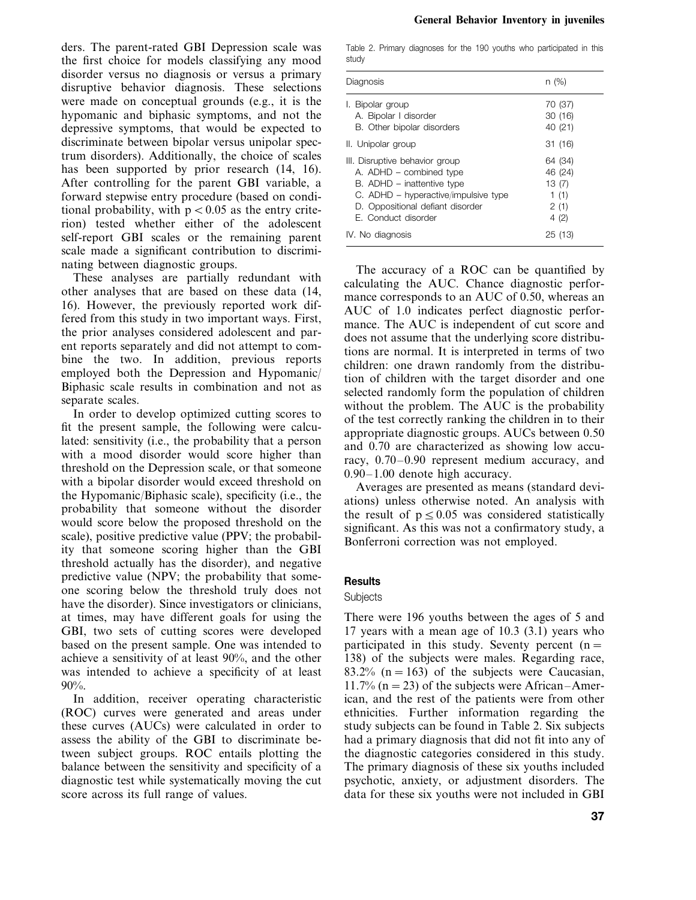ders. The parent-rated GBI Depression scale was the first choice for models classifying any mood disorder versus no diagnosis or versus a primary disruptive behavior diagnosis. These selections were made on conceptual grounds (e.g., it is the hypomanic and biphasic symptoms, and not the depressive symptoms, that would be expected to discriminate between bipolar versus unipolar spectrum disorders). Additionally, the choice of scales has been supported by prior research (14, 16). After controlling for the parent GBI variable, a forward stepwise entry procedure (based on conditional probability, with $p < 0.05$ as the entry criterion) tested whether either of the adolescent self-report GBI scales or the remaining parent scale made a significant contribution to discriminating between diagnostic groups.

These analyses are partially redundant with other analyses that are based on these data (14, 16). However, the previously reported work differed from this study in two important ways. First, the prior analyses considered adolescent and parent reports separately and did not attempt to combine the two. In addition, previous reports employed both the Depression and Hypomanic/Biphasic scale results in combination and not as separate scales.

In order to develop optimized cutting scores to fit the present sample, the following were calculated: sensitivity (i.e., the probability that a person with a mood disorder would score higher than threshold on the Depression scale, or that someone with a bipolar disorder would exceed threshold on the Hypomanic/Biphasic scale), specificity (i.e., the probability that someone without the disorder would score below the proposed threshold on the scale), positive predictive value (PPV; the probability that someone scoring higher than the GBI threshold actually has the disorder), and negative predictive value (NPV; the probability that someone scoring below the threshold truly does not have the disorder). Since investigators or clinicians, at times, may have different goals for using the GBI, two sets of cutting scores were developed based on the present sample. One was intended to achieve a sensitivity of at least 90%, and the other was intended to achieve a specificity of at least 90%.

In addition, receiver operating characteristic (ROC) curves were generated and areas under these curves (AUCs) were calculated in order to assess the ability of the GBI to discriminate between subject groups. ROC entails plotting the balance between the sensitivity and specificity of a diagnostic test while systematically moving the cut score across its full range of values.

Table 2. Primary diagnoses for the 190 youths who participated in this study

| Diagnosis | n (%) |
|---|---|
| I. Bipolar group | 70 (37) |
| A. Bipolar I disorder | 30 (16) |
| B. Other bipolar disorders | 40 (21) |
| II. Unipolar group | 31 (16) |
| III. Disruptive behavior group | 64 (34) |
| A. ADHD – combined type | 46 (24) |
| B. ADHD – inattentive type | 13 (7) |
| C. ADHD – hyperactive/impulsive type | 1 (1) |
| D. Oppositional defiant disorder | 2 (1) |
| E. Conduct disorder | 4 (2) |
| IV. No diagnosis | 25 (13) |

The accuracy of a ROC can be quantified by calculating the AUC. Chance diagnostic performance corresponds to an AUC of 0.50, whereas an AUC of 1.0 indicates perfect diagnostic performance. The AUC is independent of cut score and does not assume that the underlying score distributions are normal. It is interpreted in terms of two children: one drawn randomly from the distribution of children with the target disorder and one selected randomly form the population of children without the problem. The AUC is the probability of the test correctly ranking the children in to their appropriate diagnostic groups. AUCs between 0.50 and 0.70 are characterized as showing low accuracy, 0.70–0.90 represent medium accuracy, and 0.90–1.00 denote high accuracy.

Averages are presented as means (standard deviations) unless otherwise noted. An analysis with the result of $p \leq 0.05$ was considered statistically significant. As this was not a confirmatory study, a Bonferroni correction was not employed.

## Results

### Subjects

There were 196 youths between the ages of 5 and 17 years with a mean age of 10.3 (3.1) years who participated in this study. Seventy percent (n = 138) of the subjects were males. Regarding race, 83.2% (n = 163) of the subjects were Caucasian, 11.7% (n = 23) of the subjects were African–American, and the rest of the patients were from other ethnicities. Further information regarding the study subjects can be found in Table 2. Six subjects had a primary diagnosis that did not fit into any of the diagnostic categories considered in this study. The primary diagnosis of these six youths included psychotic, anxiety, or adjustment disorders. The data for these six youths were not included in GBI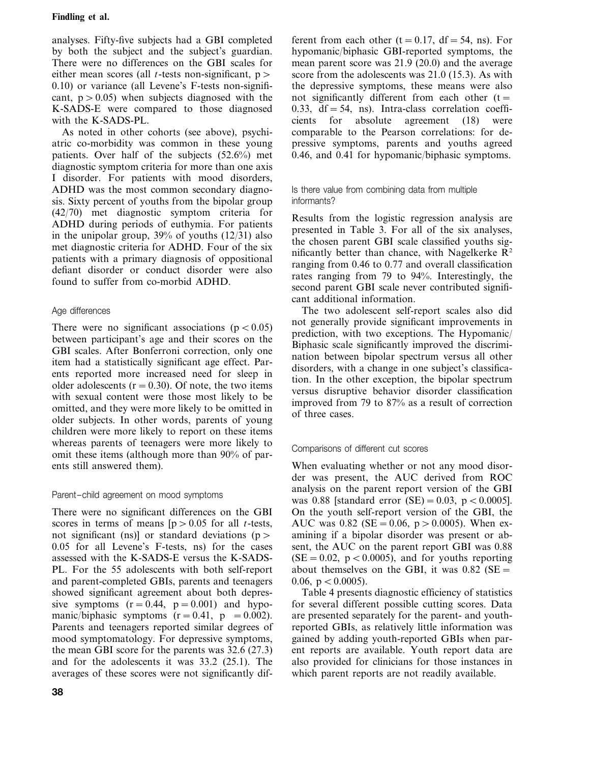analyses. Fifty-five subjects had a GBI completed by both the subject and the subject's guardian. There were no differences on the GBI scales for either mean scores (all *t*-tests non-significant, $p > 0.10$) or variance (all Levene's F-tests non-significant, $p > 0.05$) when subjects diagnosed with the K-SADS-E were compared to those diagnosed with the K-SADS-PL.

As noted in other cohorts (see above), psychiatric co-morbidity was common in these young patients. Over half of the subjects (52.6%) met diagnostic symptom criteria for more than one axis I disorder. For patients with mood disorders, ADHD was the most common secondary diagnosis. Sixty percent of youths from the bipolar group (42/70) met diagnostic symptom criteria for ADHD during periods of euthymia. For patients in the unipolar group, 39% of youths (12/31) also met diagnostic criteria for ADHD. Four of the six patients with a primary diagnosis of oppositional defiant disorder or conduct disorder were also found to suffer from co-morbid ADHD.

### Age differences

There were no significant associations ($p < 0.05$) between participant's age and their scores on the GBI scales. After Bonferroni correction, only one item had a statistically significant age effect. Parents reported more increased need for sleep in older adolescents ($r = 0.30$). Of note, the two items with sexual content were those most likely to be omitted, and they were more likely to be omitted in older subjects. In other words, parents of young children were more likely to report on these items whereas parents of teenagers were more likely to omit these items (although more than 90% of parents still answered them).

### Parent–child agreement on mood symptoms

There were no significant differences on the GBI scores in terms of means [$p > 0.05$ for all *t*-tests, not significant (ns)] or standard deviations ($p > 0.05$ for all Levene's F-tests, ns) for the cases assessed with the K-SADS-E versus the K-SADS-PL. For the 55 adolescents with both self-report and parent-completed GBIs, parents and teenagers showed significant agreement about both depressive symptoms ($r = 0.44$, $p = 0.001$) and hypomanic/biphasic symptoms ($r = 0.41$, $p = 0.002$). Parents and teenagers reported similar degrees of mood symptomatology. For depressive symptoms, the mean GBI score for the parents was 32.6 (27.3) and for the adolescents it was 33.2 (25.1). The averages of these scores were not significantly different from each other ($t = 0.17$, $df = 54$, ns). For hypomanic/biphasic GBI-reported symptoms, the mean parent score was 21.9 (20.0) and the average score from the adolescents was 21.0 (15.3). As with the depressive symptoms, these means were also not significantly different from each other ($t = 0.33$, $df = 54$, ns). Intra-class correlation coefficients for absolute agreement (18) were comparable to the Pearson correlations: for depressive symptoms, parents and youths agreed 0.46, and 0.41 for hypomanic/biphasic symptoms.

### Is there value from combining data from multiple informants?

Results from the logistic regression analysis are presented in Table 3. For all of the six analyses, the chosen parent GBI scale classified youths significantly better than chance, with Nagelkerke $R^2$ ranging from 0.46 to 0.77 and overall classification rates ranging from 79 to 94%. Interestingly, the second parent GBI scale never contributed significant additional information.

The two adolescent self-report scales also did not generally provide significant improvements in prediction, with two exceptions. The Hypomanic/Biphasic scale significantly improved the discrimination between bipolar spectrum versus all other disorders, with a change in one subject's classification. In the other exception, the bipolar spectrum versus disruptive behavior disorder classification improved from 79 to 87% as a result of correction of three cases.

### Comparisons of different cut scores

When evaluating whether or not any mood disorder was present, the AUC derived from ROC analysis on the parent report version of the GBI was 0.88 [standard error (SE) = 0.03, $p < 0.0005$]. On the youth self-report version of the GBI, the AUC was 0.82 ($SE = 0.06$, $p > 0.0005$). When examining if a bipolar disorder was present or absent, the AUC on the parent report GBI was 0.88 ($SE = 0.02$, $p < 0.0005$), and for youths reporting about themselves on the GBI, it was 0.82 ($SE = 0.06$, $p < 0.0005$).

Table 4 presents diagnostic efficiency of statistics for several different possible cutting scores. Data are presented separately for the parent- and youth-reported GBIs, as relatively little information was gained by adding youth-reported GBIs when parent reports are available. Youth report data are also provided for clinicians for those instances in which parent reports are not readily available.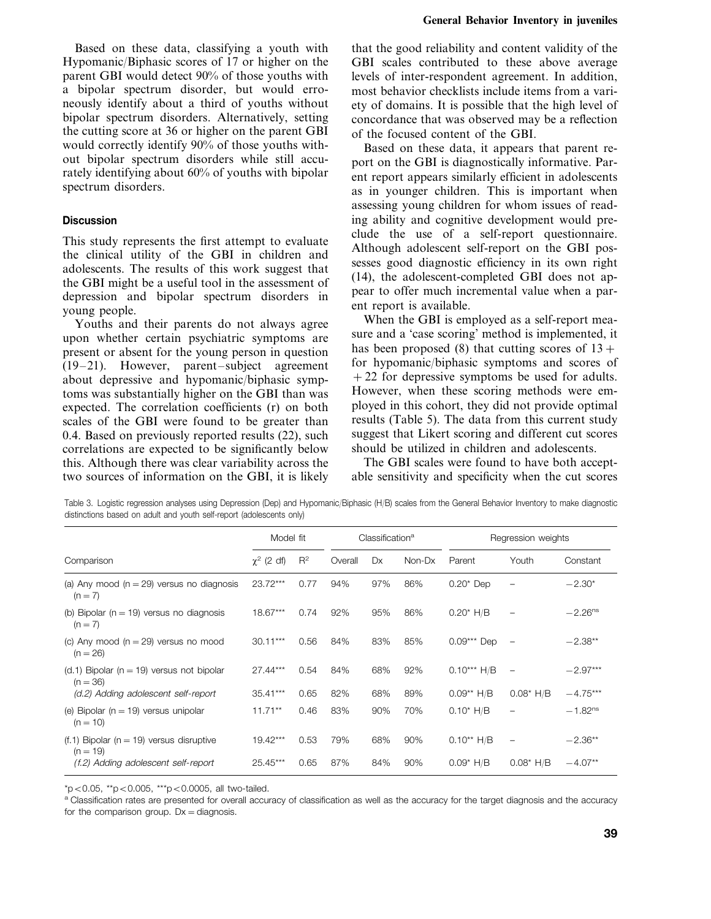Based on these data, classifying a youth with Hypomanic/Biphasic scores of 17 or higher on the parent GBI would detect 90% of those youths with a bipolar spectrum disorder, but would erroneously identify about a third of youths without bipolar spectrum disorders. Alternatively, setting the cutting score at 36 or higher on the parent GBI would correctly identify 90% of those youths without bipolar spectrum disorders while still accurately identifying about 60% of youths with bipolar spectrum disorders.

### Discussion

This study represents the first attempt to evaluate the clinical utility of the GBI in children and adolescents. The results of this work suggest that the GBI might be a useful tool in the assessment of depression and bipolar spectrum disorders in young people.

Youths and their parents do not always agree upon whether certain psychiatric symptoms are present or absent for the young person in question (19–21). However, parent–subject agreement about depressive and hypomanic/biphasic symptoms was substantially higher on the GBI than was expected. The correlation coefficients (r) on both scales of the GBI were found to be greater than 0.4. Based on previously reported results (22), such correlations are expected to be significantly below this. Although there was clear variability across the two sources of information on the GBI, it is likely that the good reliability and content validity of the GBI scales contributed to these above average levels of inter-respondent agreement. In addition, most behavior checklists include items from a variety of domains. It is possible that the high level of concordance that was observed may be a reflection of the focused content of the GBI.

Based on these data, it appears that parent report on the GBI is diagnostically informative. Parent report appears similarly efficient in adolescents as in younger children. This is important when assessing young children for whom issues of reading ability and cognitive development would preclude the use of a self-report questionnaire. Although adolescent self-report on the GBI possesses good diagnostic efficiency in its own right (14), the adolescent-completed GBI does not appear to offer much incremental value when a parent report is available.

When the GBI is employed as a self-report measure and a 'case scoring' method is implemented, it has been proposed (8) that cutting scores of 13+ for hypomanic/biphasic symptoms and scores of +22 for depressive symptoms be used for adults. However, when these scoring methods were employed in this cohort, they did not provide optimal results (Table 5). The data from this current study suggest that Likert scoring and different cut scores should be utilized in children and adolescents.

The GBI scales were found to have both acceptable sensitivity and specificity when the cut scores

Table 3. Logistic regression analyses using Depression (Dep) and Hypomanic/Biphasic (H/B) scales from the General Behavior Inventory to make diagnostic distinctions based on adult and youth self-report (adolescents only)

| | Model fit | | Classification[a] | | | Regression weights | | |
|---|---|---|---|---|---|---|---|---|
| Comparison | $\chi^2$ (2 df) | $R^2$ | Overall | Dx | Non-Dx | Parent | Youth | Constant |
| (a) Any mood (n = 29) versus no diagnosis (n = 7) | 23.72*** | 0.77 | 94% | 97% | 86% | 0.20* Dep | – | −2.30* |
| (b) Bipolar (n = 19) versus no diagnosis (n = 7) | 18.67*** | 0.74 | 92% | 95% | 86% | 0.20* H/B | – | −2.26[ns] |
| (c) Any mood (n = 29) versus no mood (n = 26) | 30.11*** | 0.56 | 84% | 83% | 85% | 0.09*** Dep | – | −2.38** |
| (d.1) Bipolar (n = 19) versus not bipolar (n = 36) | 27.44*** | 0.54 | 84% | 68% | 92% | 0.10*** H/B | – | −2.97*** |
| *(d.2) Adding adolescent self-report* | 35.41*** | 0.65 | 82% | 68% | 89% | 0.09** H/B | 0.08* H/B | −4.75*** |
| (e) Bipolar (n = 19) versus unipolar (n = 10) | 11.71** | 0.46 | 83% | 90% | 70% | 0.10* H/B | – | −1.82[ns] |
| (f.1) Bipolar (n = 19) versus disruptive (n = 19) | 19.42*** | 0.53 | 79% | 68% | 90% | 0.10** H/B | – | −2.36** |
| *(f.2) Adding adolescent self-report* | 25.45*** | 0.65 | 87% | 84% | 90% | 0.09* H/B | 0.08* H/B | −4.07** |

*p < 0.05, **p < 0.005, ***p < 0.0005, all two-tailed.

[a] Classification rates are presented for overall accuracy of classification as well as the accuracy for the target diagnosis and the accuracy for the comparison group. Dx = diagnosis.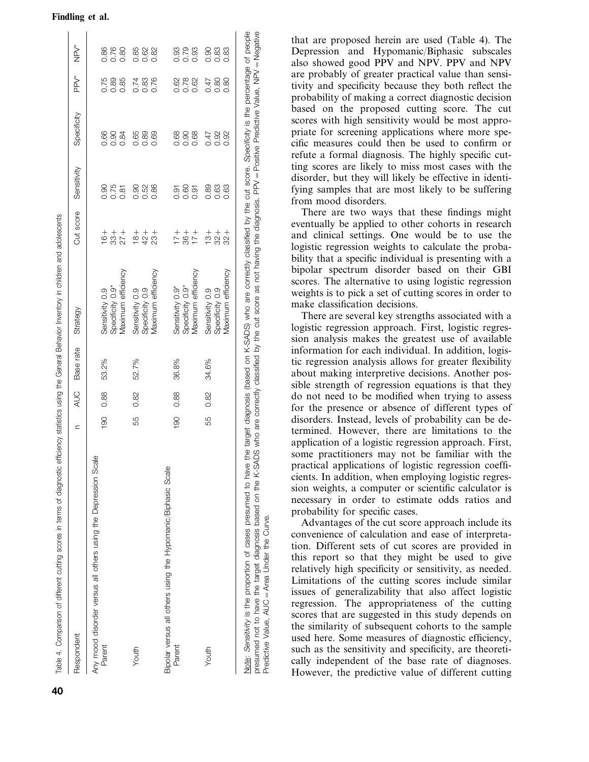Table 4. Comparison of different cutting scores in terms of diagnostic efficiency statistics using the General Behavior Inventory in children and adolescents

| Respondent | n | AUC | Base rate | Strategy | Cut score | Sensitivity | Specificity | PPV* | NPV* |
|---|---|---|---|---|---|---|---|---|---|
| Any mood disorder versus all others using the Depression Scale | | | | | | | | | |
| Parent | 190 | 0.88 | 53.2% | Sensitivity 0.9 | 16+ | 0.90 | 0.66 | 0.75 | 0.86 |
| | | | | Specificity 0.9* | 33+ | 0.75 | 0.90 | 0.89 | 0.76 |
| | | | | Maximum efficiency | 27+ | 0.81 | 0.84 | 0.85 | 0.80 |
| Youth | 55 | 0.82 | 52.7% | Sensitivity 0.9 | 18+ | 0.90 | 0.65 | 0.74 | 0.85 |
| | | | | Specificity 0.9 | 42+ | 0.52 | 0.89 | 0.83 | 0.62 |
| | | | | Maximum efficiency | 23+ | 0.86 | 0.69 | 0.76 | 0.82 |
| Bipolar versus all others using the Hypomanic/Biphasic Scale | | | | | | | | | |
| Parent | 190 | 0.88 | 36.8% | Sensitivity 0.9* | 17+ | 0.91 | 0.68 | 0.62 | 0.93 |
| | | | | Specificity 0.9* | 36+ | 0.60 | 0.90 | 0.78 | 0.79 |
| | | | | Maximum efficiency | 17+ | 0.91 | 0.68 | 0.62 | 0.93 |
| Youth | 55 | 0.82 | 34.6% | Sensitivity 0.9 | 13+ | 0.89 | 0.47 | 0.47 | 0.90 |
| | | | | Specificity 0.9 | 32+ | 0.63 | 0.92 | 0.80 | 0.83 |
| | | | | Maximum efficiency | 32+ | 0.63 | 0.92 | 0.80 | 0.83 |

Note: *Sensitivity* is the proportion of cases presumed to have the target diagnosis (based on K-SADS) who are correctly classified by the cut score. *Specificity* is the percentage of people presumed not to have the target diagnosis based on the K-SADS who are correctly classified by the cut score as not having the diagnosis. PPV = Positive Predictive Value, NPV = Negative Predictive Value, AUC = Area Under the Curve.

that are proposed herein are used (Table 4). The Depression and Hypomanic/Biphasic subscales also showed good PPV and NPV. PPV and NPV are probably of greater practical value than sensitivity and specificity because they both reflect the probability of making a correct diagnostic decision based on the proposed cutting score. The cut scores with high sensitivity would be most appropriate for screening applications where more specific measures could then be used to confirm or refute a formal diagnosis. The highly specific cutting scores are likely to miss most cases with the disorder, but they will likely be effective in identifying samples that are most likely to be suffering from mood disorders.

There are two ways that these findings might eventually be applied to other cohorts in research and clinical settings. One would be to use the logistic regression weights to calculate the probability that a specific individual is presenting with a bipolar spectrum disorder based on their GBI scores. The alternative to using logistic regression weights is to pick a set of cutting scores in order to make classification decisions.

There are several key strengths associated with a logistic regression approach. First, logistic regression analysis makes the greatest use of available information for each individual. In addition, logistic regression analysis allows for greater flexibility about making interpretive decisions. Another possible strength of regression equations is that they do not need to be modified when trying to assess for the presence or absence of different types of disorders. Instead, levels of probability can be determined. However, there are limitations to the application of a logistic regression approach. First, some practitioners may not be familiar with the practical applications of logistic regression coefficients. In addition, when employing logistic regression weights, a computer or scientific calculator is necessary in order to estimate odds ratios and probability for specific cases.

Advantages of the cut score approach include its convenience of calculation and ease of interpretation. Different sets of cut scores are provided in this report so that they might be used to give relatively high specificity or sensitivity, as needed. Limitations of the cutting scores include similar issues of generalizability that also affect logistic regression. The appropriateness of the cutting scores that are suggested in this study depends on the similarity of subsequent cohorts to the sample used here. Some measures of diagnostic efficiency, such as the sensitivity and specificity, are theoretically independent of the base rate of diagnoses. However, the predictive value of different cutting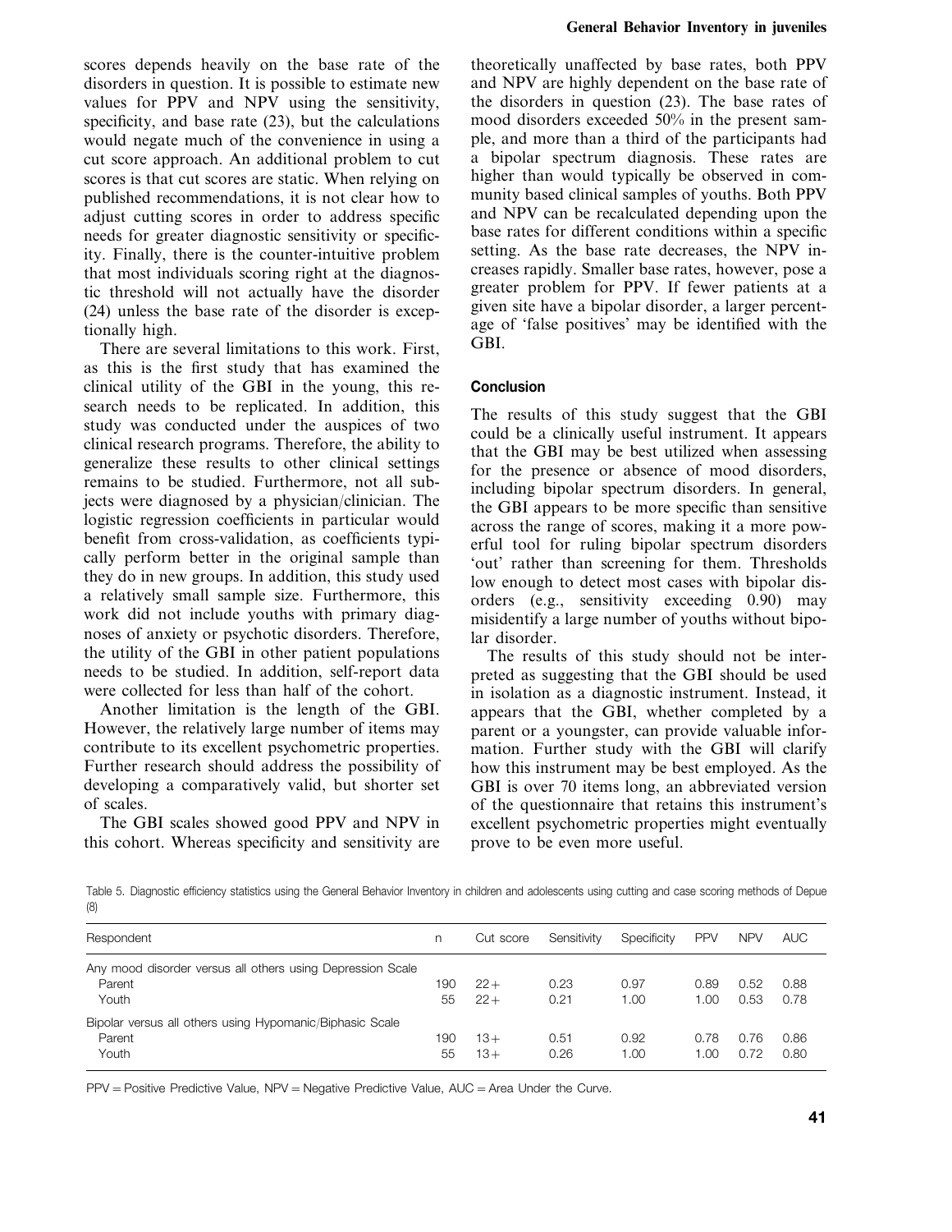scores depends heavily on the base rate of the disorders in question. It is possible to estimate new values for PPV and NPV using the sensitivity, specificity, and base rate (23), but the calculations would negate much of the convenience in using a cut score approach. An additional problem to cut scores is that cut scores are static. When relying on published recommendations, it is not clear how to adjust cutting scores in order to address specific needs for greater diagnostic sensitivity or specificity. Finally, there is the counter-intuitive problem that most individuals scoring right at the diagnostic threshold will not actually have the disorder (24) unless the base rate of the disorder is exceptionally high.

There are several limitations to this work. First, as this is the first study that has examined the clinical utility of the GBI in the young, this research needs to be replicated. In addition, this study was conducted under the auspices of two clinical research programs. Therefore, the ability to generalize these results to other clinical settings remains to be studied. Furthermore, not all subjects were diagnosed by a physician/clinician. The logistic regression coefficients in particular would benefit from cross-validation, as coefficients typically perform better in the original sample than they do in new groups. In addition, this study used a relatively small sample size. Furthermore, this work did not include youths with primary diagnoses of anxiety or psychotic disorders. Therefore, the utility of the GBI in other patient populations needs to be studied. In addition, self-report data were collected for less than half of the cohort.

Another limitation is the length of the GBI. However, the relatively large number of items may contribute to its excellent psychometric properties. Further research should address the possibility of developing a comparatively valid, but shorter set of scales.

The GBI scales showed good PPV and NPV in this cohort. Whereas specificity and sensitivity are theoretically unaffected by base rates, both PPV and NPV are highly dependent on the base rate of the disorders in question (23). The base rates of mood disorders exceeded 50% in the present sample, and more than a third of the participants had a bipolar spectrum diagnosis. These rates are higher than would typically be observed in community based clinical samples of youths. Both PPV and NPV can be recalculated depending upon the base rates for different conditions within a specific setting. As the base rate decreases, the NPV increases rapidly. Smaller base rates, however, pose a greater problem for PPV. If fewer patients at a given site have a bipolar disorder, a larger percentage of 'false positives' may be identified with the GBI.

## Conclusion

The results of this study suggest that the GBI could be a clinically useful instrument. It appears that the GBI may be best utilized when assessing for the presence or absence of mood disorders, including bipolar spectrum disorders. In general, the GBI appears to be more specific than sensitive across the range of scores, making it a more powerful tool for ruling bipolar spectrum disorders 'out' rather than screening for them. Thresholds low enough to detect most cases with bipolar disorders (e.g., sensitivity exceeding 0.90) may misidentify a large number of youths without bipolar disorder.

The results of this study should not be interpreted as suggesting that the GBI should be used in isolation as a diagnostic instrument. Instead, it appears that the GBI, whether completed by a parent or a youngster, can provide valuable information. Further study with the GBI will clarify how this instrument may be best employed. As the GBI is over 70 items long, an abbreviated version of the questionnaire that retains this instrument's excellent psychometric properties might eventually prove to be even more useful.

Table 5. Diagnostic efficiency statistics using the General Behavior Inventory in children and adolescents using cutting and case scoring methods of Depue (8)

| Respondent | n | Cut score | Sensitivity | Specificity | PPV | NPV | AUC |
|---|---|---|---|---|---|---|---|
| Any mood disorder versus all others using Depression Scale | | | | | | | |
| Parent | 190 | 22+ | 0.23 | 0.97 | 0.89 | 0.52 | 0.88 |
| Youth | 55 | 22+ | 0.21 | 1.00 | 1.00 | 0.53 | 0.78 |
| Bipolar versus all others using Hypomanic/Biphasic Scale | | | | | | | |
| Parent | 190 | 13+ | 0.51 | 0.92 | 0.78 | 0.76 | 0.86 |
| Youth | 55 | 13+ | 0.26 | 1.00 | 1.00 | 0.72 | 0.80 |

PPV = Positive Predictive Value, NPV = Negative Predictive Value, AUC = Area Under the Curve.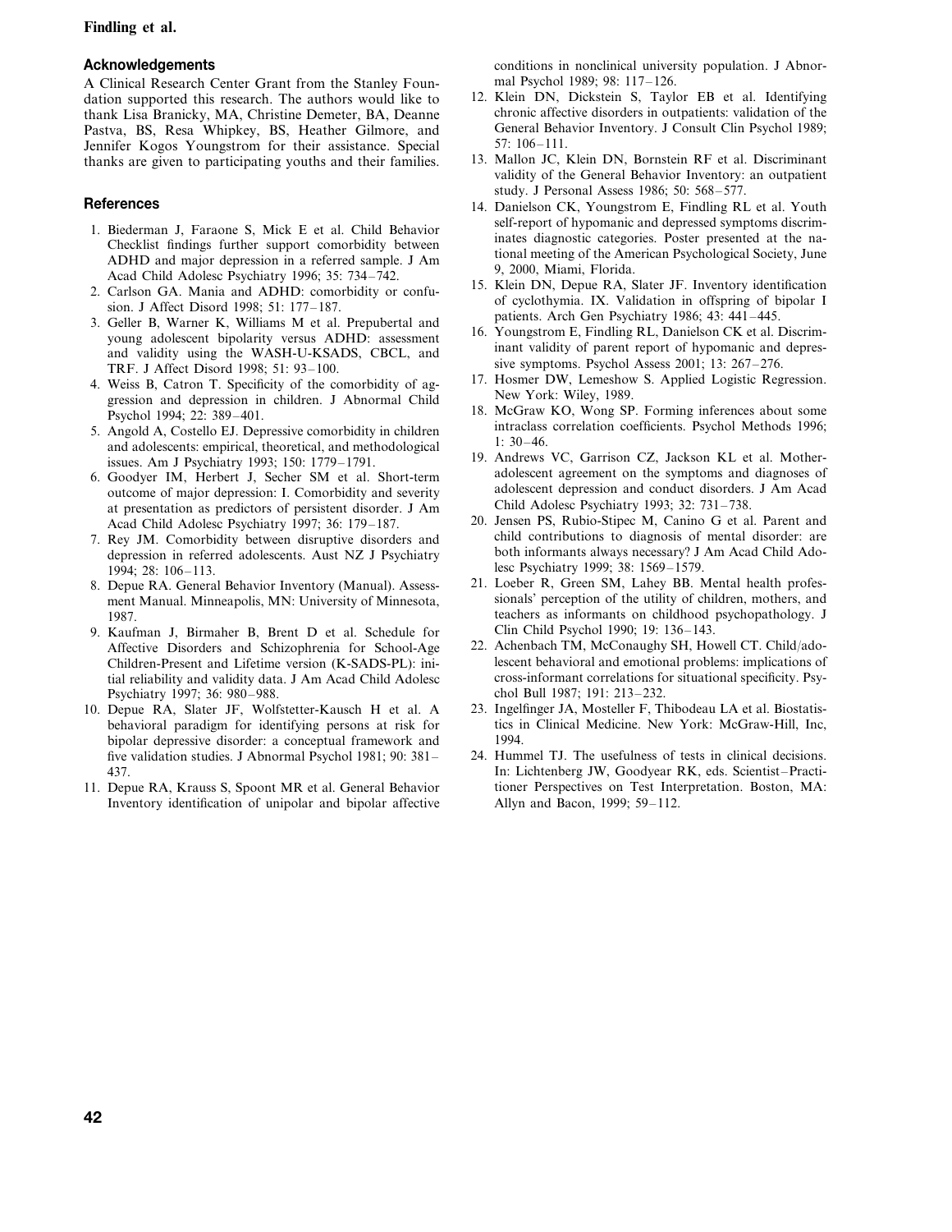## Acknowledgements

A Clinical Research Center Grant from the Stanley Foundation supported this research. The authors would like to thank Lisa Branicky, MA, Christine Demeter, BA, Deanne Pastva, BS, Resa Whipkey, BS, Heather Gilmore, and Jennifer Kogos Youngstrom for their assistance. Special thanks are given to participating youths and their families.

## References

1. Biederman J, Faraone S, Mick E et al. Child Behavior Checklist findings further support comorbidity between ADHD and major depression in a referred sample. J Am Acad Child Adolesc Psychiatry 1996; 35: 734–742.
2. Carlson GA. Mania and ADHD: comorbidity or confusion. J Affect Disord 1998; 51: 177–187.
3. Geller B, Warner K, Williams M et al. Prepubertal and young adolescent bipolarity versus ADHD: assessment and validity using the WASH-U-KSADS, CBCL, and TRF. J Affect Disord 1998; 51: 93–100.
4. Weiss B, Catron T. Specificity of the comorbidity of aggression and depression in children. J Abnormal Child Psychol 1994; 22: 389–401.
5. Angold A, Costello EJ. Depressive comorbidity in children and adolescents: empirical, theoretical, and methodological issues. Am J Psychiatry 1993; 150: 1779–1791.
6. Goodyer IM, Herbert J, Secher SM et al. Short-term outcome of major depression: I. Comorbidity and severity at presentation as predictors of persistent disorder. J Am Acad Child Adolesc Psychiatry 1997; 36: 179–187.
7. Rey JM. Comorbidity between disruptive disorders and depression in referred adolescents. Aust NZ J Psychiatry 1994; 28: 106–113.
8. Depue RA. General Behavior Inventory (Manual). Assessment Manual. Minneapolis, MN: University of Minnesota, 1987.
9. Kaufman J, Birmaher B, Brent D et al. Schedule for Affective Disorders and Schizophrenia for School-Age Children-Present and Lifetime version (K-SADS-PL): initial reliability and validity data. J Am Acad Child Adolesc Psychiatry 1997; 36: 980–988.
10. Depue RA, Slater JF, Wolfstetter-Kausch H et al. A behavioral paradigm for identifying persons at risk for bipolar depressive disorder: a conceptual framework and five validation studies. J Abnormal Psychol 1981; 90: 381–437.
11. Depue RA, Krauss S, Spoont MR et al. General Behavior Inventory identification of unipolar and bipolar affective conditions in nonclinical university population. J Abnormal Psychol 1989; 98: 117–126.
12. Klein DN, Dickstein S, Taylor EB et al. Identifying chronic affective disorders in outpatients: validation of the General Behavior Inventory. J Consult Clin Psychol 1989; 57: 106–111.
13. Mallon JC, Klein DN, Bornstein RF et al. Discriminant validity of the General Behavior Inventory: an outpatient study. J Personal Assess 1986; 50: 568–577.
14. Danielson CK, Youngstrom E, Findling RL et al. Youth self-report of hypomanic and depressed symptoms discriminates diagnostic categories. Poster presented at the national meeting of the American Psychological Society, June 9, 2000, Miami, Florida.
15. Klein DN, Depue RA, Slater JF. Inventory identification of cyclothymia. IX. Validation in offspring of bipolar I patients. Arch Gen Psychiatry 1986; 43: 441–445.
16. Youngstrom E, Findling RL, Danielson CK et al. Discriminant validity of parent report of hypomanic and depressive symptoms. Psychol Assess 2001; 13: 267–276.
17. Hosmer DW, Lemeshow S. Applied Logistic Regression. New York: Wiley, 1989.
18. McGraw KO, Wong SP. Forming inferences about some intraclass correlation coefficients. Psychol Methods 1996; 1: 30–46.
19. Andrews VC, Garrison CZ, Jackson KL et al. Mother-adolescent agreement on the symptoms and diagnoses of adolescent depression and conduct disorders. J Am Acad Child Adolesc Psychiatry 1993; 32: 731–738.
20. Jensen PS, Rubio-Stipec M, Canino G et al. Parent and child contributions to diagnosis of mental disorder: are both informants always necessary? J Am Acad Child Adolesc Psychiatry 1999; 38: 1569–1579.
21. Loeber R, Green SM, Lahey BB. Mental health professionals' perception of the utility of children, mothers, and teachers as informants on childhood psychopathology. J Clin Child Psychol 1990; 19: 136–143.
22. Achenbach TM, McConaughy SH, Howell CT. Child/adolescent behavioral and emotional problems: implications of cross-informant correlations for situational specificity. Psychol Bull 1987; 191: 213–232.
23. Ingelfinger JA, Mosteller F, Thibodeau LA et al. Biostatistics in Clinical Medicine. New York: McGraw-Hill, Inc, 1994.
24. Hummel TJ. The usefulness of tests in clinical decisions. In: Lichtenberg JW, Goodyear RK, eds. Scientist–Practitioner Perspectives on Test Interpretation. Boston, MA: Allyn and Bacon, 1999; 59–112.